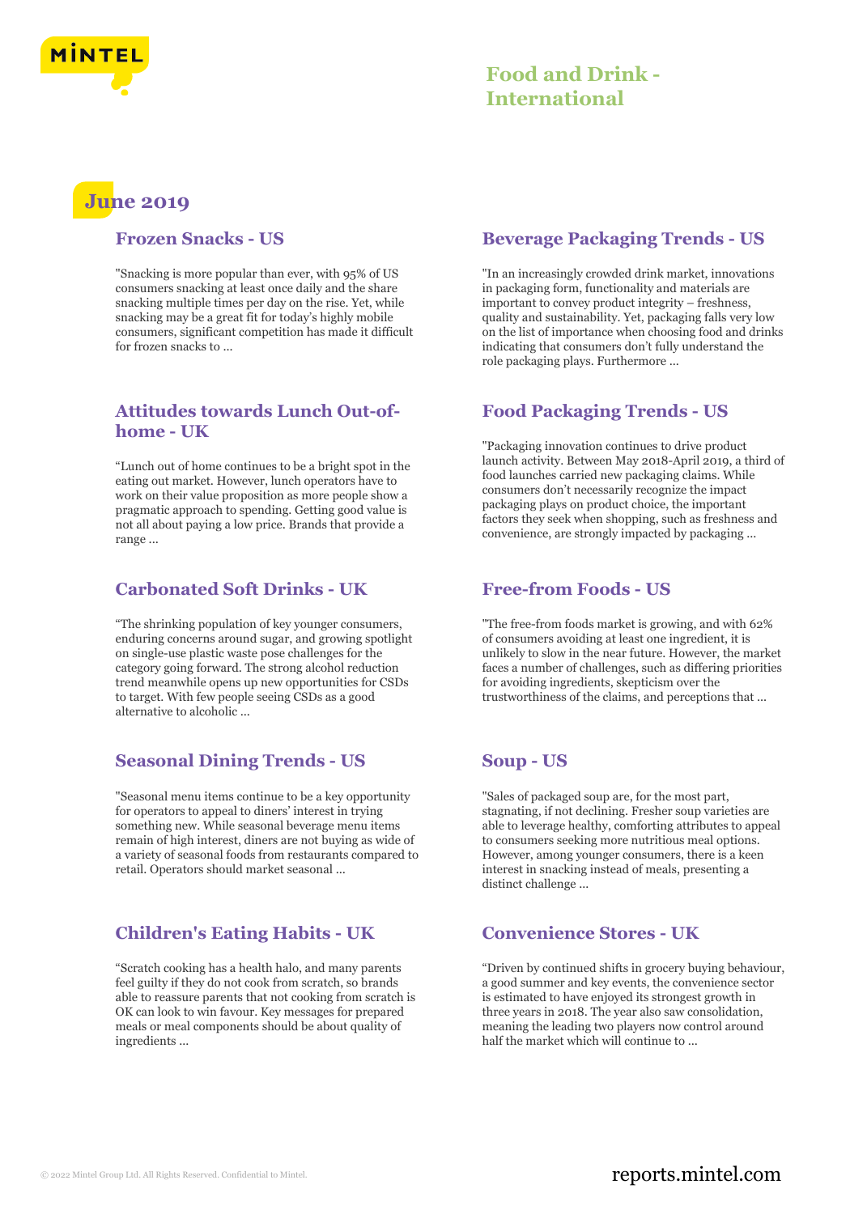# Food and Drink - International

## June 2019

### Frozen Snacks - US

"Snacking is more popular than ever, with 95% of US consumers snacking at least once daily and the share snacking multiple times per day on the rise. Yet, while snacking may be a great fit for today's highly mobile consumers, significant competition has made it difficult for frozen snacks to ...

### Attitudes towards Lunch Out-of-home - UK

"Lunch out of home continues to be a bright spot in the eating out market. However, lunch operators have to work on their value proposition as more people show a pragmatic approach to spending. Getting good value is not all about paying a low price. Brands that provide a range ...

### Carbonated Soft Drinks - UK

"The shrinking population of key younger consumers, enduring concerns around sugar, and growing spotlight on single-use plastic waste pose challenges for the category going forward. The strong alcohol reduction trend meanwhile opens up new opportunities for CSDs to target. With few people seeing CSDs as a good alternative to alcoholic ...

### Seasonal Dining Trends - US

"Seasonal menu items continue to be a key opportunity for operators to appeal to diners' interest in trying something new. While seasonal beverage menu items remain of high interest, diners are not buying as wide of a variety of seasonal foods from restaurants compared to retail. Operators should market seasonal ...

### Children's Eating Habits - UK

"Scratch cooking has a health halo, and many parents feel guilty if they do not cook from scratch, so brands able to reassure parents that not cooking from scratch is OK can look to win favour. Key messages for prepared meals or meal components should be about quality of ingredients ...

### Beverage Packaging Trends - US

"In an increasingly crowded drink market, innovations in packaging form, functionality and materials are important to convey product integrity – freshness, quality and sustainability. Yet, packaging falls very low on the list of importance when choosing food and drinks indicating that consumers don't fully understand the role packaging plays. Furthermore ...

### Food Packaging Trends - US

"Packaging innovation continues to drive product launch activity. Between May 2018-April 2019, a third of food launches carried new packaging claims. While consumers don't necessarily recognize the impact packaging plays on product choice, the important factors they seek when shopping, such as freshness and convenience, are strongly impacted by packaging ...

### Free-from Foods - US

"The free-from foods market is growing, and with 62% of consumers avoiding at least one ingredient, it is unlikely to slow in the near future. However, the market faces a number of challenges, such as differing priorities for avoiding ingredients, skepticism over the trustworthiness of the claims, and perceptions that ...

### Soup - US

"Sales of packaged soup are, for the most part, stagnating, if not declining. Fresher soup varieties are able to leverage healthy, comforting attributes to appeal to consumers seeking more nutritious meal options. However, among younger consumers, there is a keen interest in snacking instead of meals, presenting a distinct challenge ...

### Convenience Stores - UK

"Driven by continued shifts in grocery buying behaviour, a good summer and key events, the convenience sector is estimated to have enjoyed its strongest growth in three years in 2018. The year also saw consolidation, meaning the leading two players now control around half the market which will continue to ...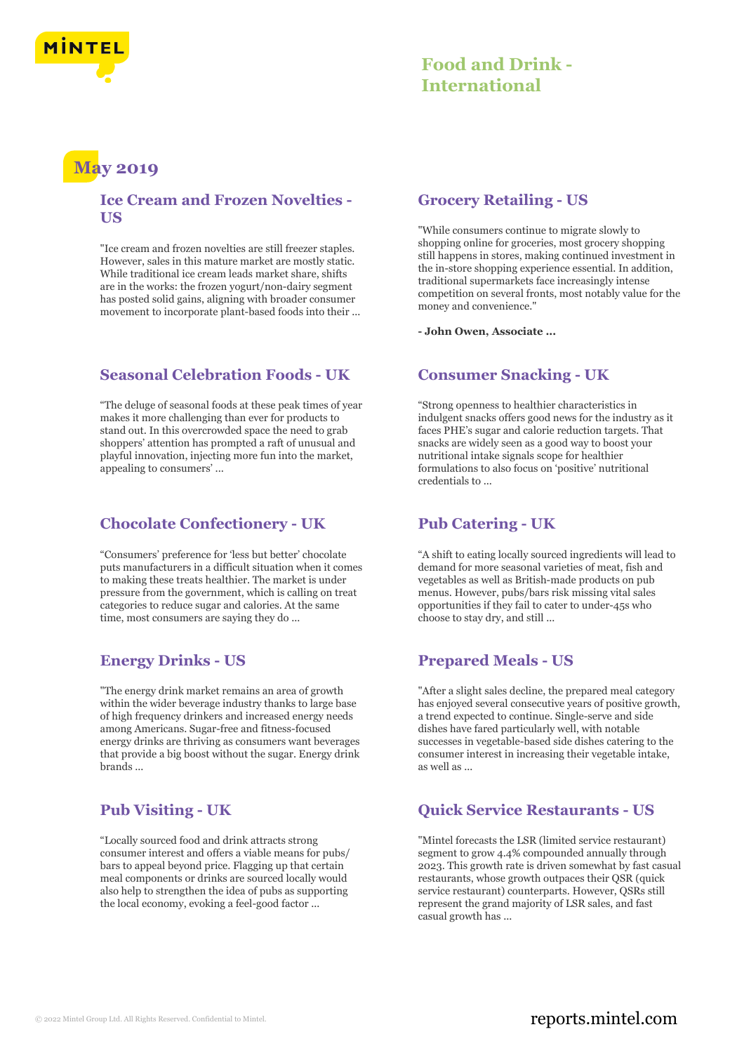## May 2019

### Ice Cream and Frozen Novelties - US

"Ice cream and frozen novelties are still freezer staples. However, sales in this mature market are mostly static. While traditional ice cream leads market share, shifts are in the works: the frozen yogurt/non-dairy segment has posted solid gains, aligning with broader consumer movement to incorporate plant-based foods into their ...

### Seasonal Celebration Foods - UK

"The deluge of seasonal foods at these peak times of year makes it more challenging than ever for products to stand out. In this overcrowded space the need to grab shoppers' attention has prompted a raft of unusual and playful innovation, injecting more fun into the market, appealing to consumers' ...

### Chocolate Confectionery - UK

"Consumers' preference for 'less but better' chocolate puts manufacturers in a difficult situation when it comes to making these treats healthier. The market is under pressure from the government, which is calling on treat categories to reduce sugar and calories. At the same time, most consumers are saying they do ...

### Energy Drinks - US

"The energy drink market remains an area of growth within the wider beverage industry thanks to large base of high frequency drinkers and increased energy needs among Americans. Sugar-free and fitness-focused energy drinks are thriving as consumers want beverages that provide a big boost without the sugar. Energy drink brands ...

### Pub Visiting - UK

"Locally sourced food and drink attracts strong consumer interest and offers a viable means for pubs/ bars to appeal beyond price. Flagging up that certain meal components or drinks are sourced locally would also help to strengthen the idea of pubs as supporting the local economy, evoking a feel-good factor ...

### Grocery Retailing - US

"While consumers continue to migrate slowly to shopping online for groceries, most grocery shopping still happens in stores, making continued investment in the in-store shopping experience essential. In addition, traditional supermarkets face increasingly intense competition on several fronts, most notably value for the money and convenience."

**- John Owen, Associate ...**

### Consumer Snacking - UK

"Strong openness to healthier characteristics in indulgent snacks offers good news for the industry as it faces PHE's sugar and calorie reduction targets. That snacks are widely seen as a good way to boost your nutritional intake signals scope for healthier formulations to also focus on 'positive' nutritional credentials to ...

### Pub Catering - UK

"A shift to eating locally sourced ingredients will lead to demand for more seasonal varieties of meat, fish and vegetables as well as British-made products on pub menus. However, pubs/bars risk missing vital sales opportunities if they fail to cater to under-45s who choose to stay dry, and still ...

### Prepared Meals - US

"After a slight sales decline, the prepared meal category has enjoyed several consecutive years of positive growth, a trend expected to continue. Single-serve and side dishes have fared particularly well, with notable successes in vegetable-based side dishes catering to the consumer interest in increasing their vegetable intake, as well as ...

### Quick Service Restaurants - US

"Mintel forecasts the LSR (limited service restaurant) segment to grow 4.4% compounded annually through 2023. This growth rate is driven somewhat by fast casual restaurants, whose growth outpaces their QSR (quick service restaurant) counterparts. However, QSRs still represent the grand majority of LSR sales, and fast casual growth has ...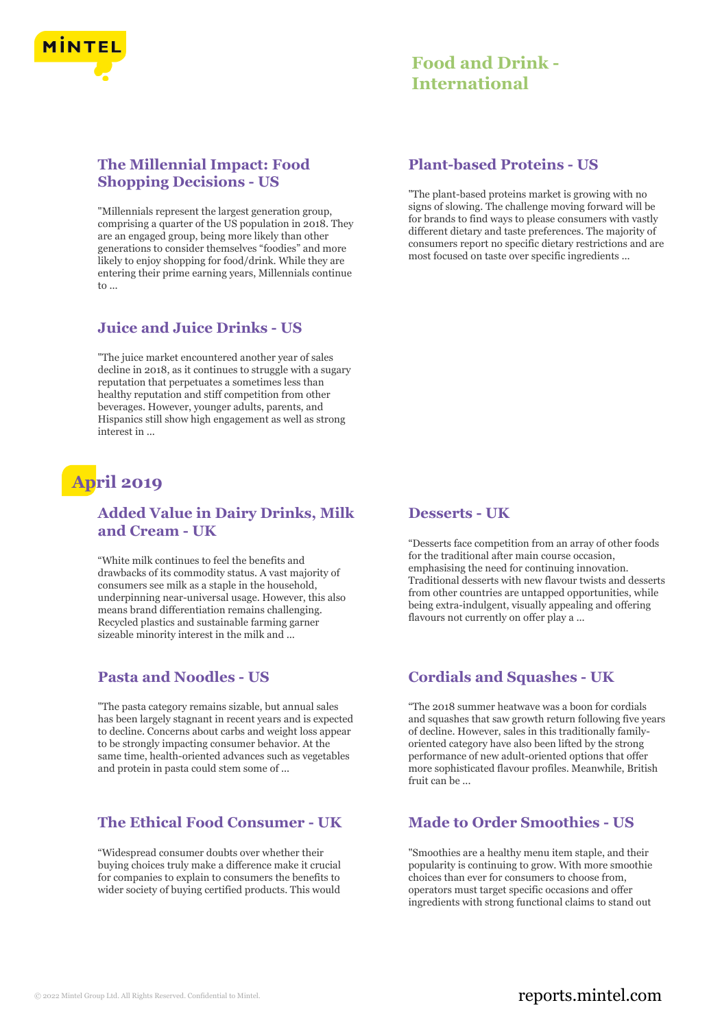### The Millennial Impact: Food Shopping Decisions - US

"Millennials represent the largest generation group, comprising a quarter of the US population in 2018. They are an engaged group, being more likely than other generations to consider themselves "foodies" and more likely to enjoy shopping for food/drink. While they are entering their prime earning years, Millennials continue to ...

### Plant-based Proteins - US

"The plant-based proteins market is growing with no signs of slowing. The challenge moving forward will be for brands to find ways to please consumers with vastly different dietary and taste preferences. The majority of consumers report no specific dietary restrictions and are most focused on taste over specific ingredients ...

### Juice and Juice Drinks - US

"The juice market encountered another year of sales decline in 2018, as it continues to struggle with a sugary reputation that perpetuates a sometimes less than healthy reputation and stiff competition from other beverages. However, younger adults, parents, and Hispanics still show high engagement as well as strong interest in ...

## April 2019

### Added Value in Dairy Drinks, Milk and Cream - UK

"White milk continues to feel the benefits and drawbacks of its commodity status. A vast majority of consumers see milk as a staple in the household, underpinning near-universal usage. However, this also means brand differentiation remains challenging. Recycled plastics and sustainable farming garner sizeable minority interest in the milk and ...

### Desserts - UK

"Desserts face competition from an array of other foods for the traditional after main course occasion, emphasising the need for continuing innovation. Traditional desserts with new flavour twists and desserts from other countries are untapped opportunities, while being extra-indulgent, visually appealing and offering flavours not currently on offer play a ...

### Pasta and Noodles - US

"The pasta category remains sizable, but annual sales has been largely stagnant in recent years and is expected to decline. Concerns about carbs and weight loss appear to be strongly impacting consumer behavior. At the same time, health-oriented advances such as vegetables and protein in pasta could stem some of ...

### Cordials and Squashes - UK

"The 2018 summer heatwave was a boon for cordials and squashes that saw growth return following five years of decline. However, sales in this traditionally family-oriented category have also been lifted by the strong performance of new adult-oriented options that offer more sophisticated flavour profiles. Meanwhile, British fruit can be ...

### The Ethical Food Consumer - UK

"Widespread consumer doubts over whether their buying choices truly make a difference make it crucial for companies to explain to consumers the benefits to wider society of buying certified products. This would

### Made to Order Smoothies - US

"Smoothies are a healthy menu item staple, and their popularity is continuing to grow. With more smoothie choices than ever for consumers to choose from, operators must target specific occasions and offer ingredients with strong functional claims to stand out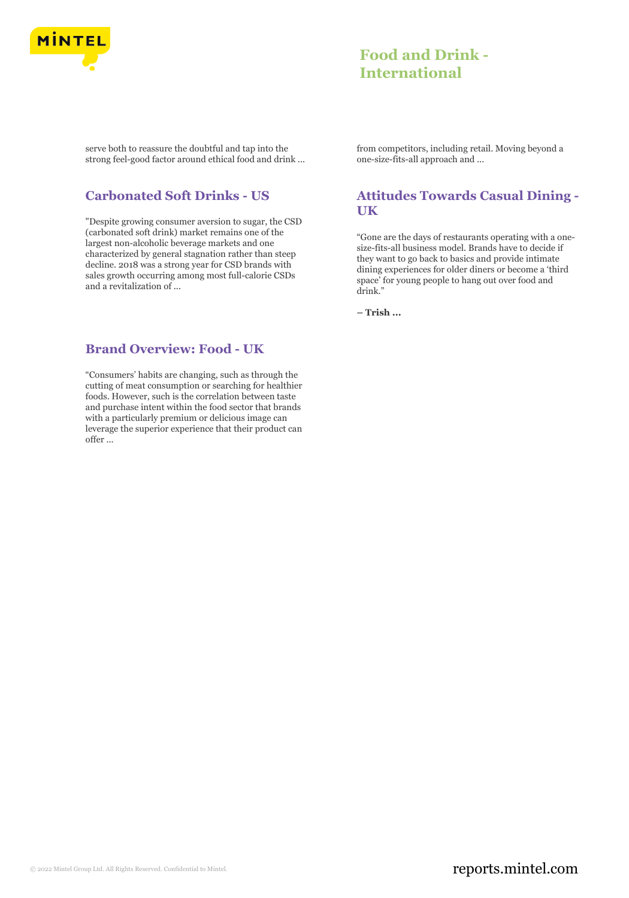serve both to reassure the doubtful and tap into the strong feel-good factor around ethical food and drink ...

## Carbonated Soft Drinks - US

"Despite growing consumer aversion to sugar, the CSD (carbonated soft drink) market remains one of the largest non-alcoholic beverage markets and one characterized by general stagnation rather than steep decline. 2018 was a strong year for CSD brands with sales growth occurring among most full-calorie CSDs and a revitalization of ...

## Brand Overview: Food - UK

“Consumers' habits are changing, such as through the cutting of meat consumption or searching for healthier foods. However, such is the correlation between taste and purchase intent within the food sector that brands with a particularly premium or delicious image can leverage the superior experience that their product can offer ...

from competitors, including retail. Moving beyond a one-size-fits-all approach and ...

## Attitudes Towards Casual Dining - UK

“Gone are the days of restaurants operating with a one-size-fits-all business model. Brands have to decide if they want to go back to basics and provide intimate dining experiences for older diners or become a 'third space' for young people to hang out over food and drink.”

**– Trish ...**